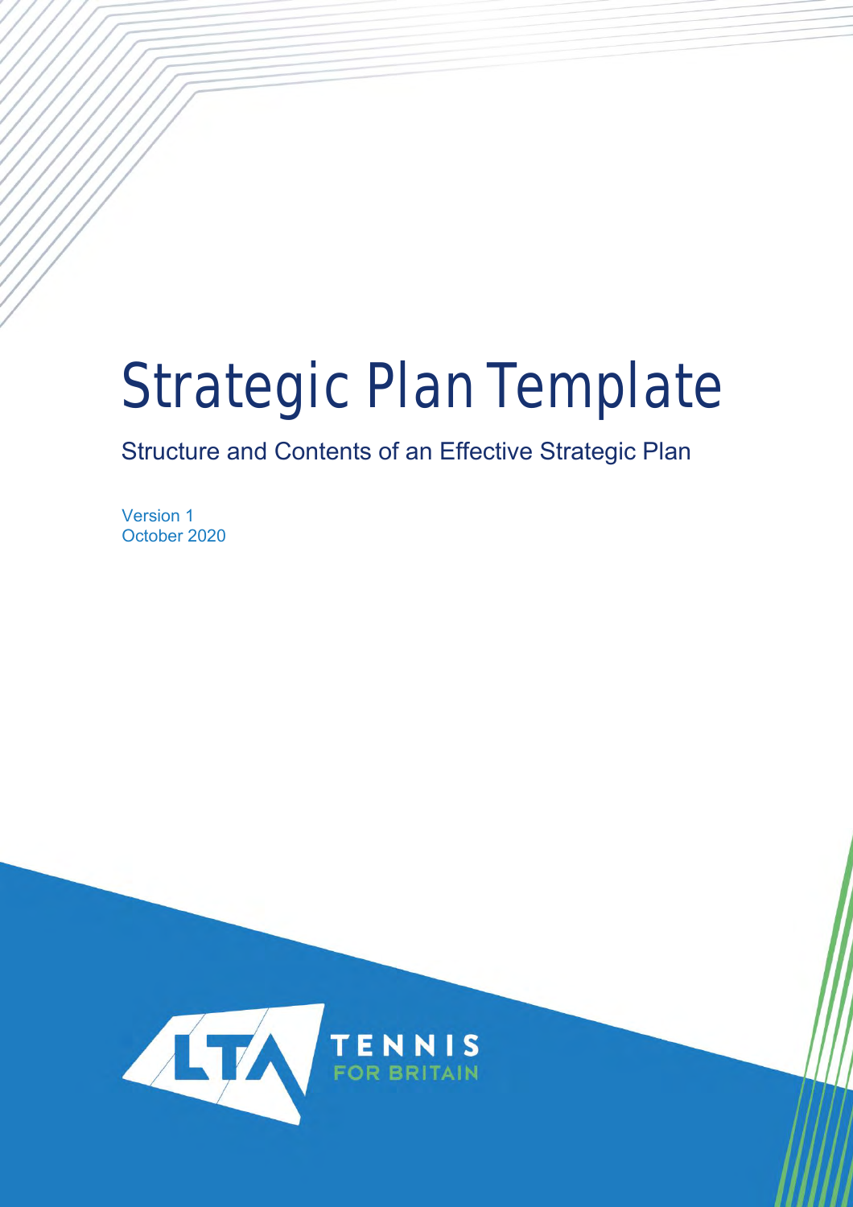# Strategic Plan Template

## Structure and Contents of an Effective Strategic Plan

Version 1
October 2020

LTA TENNIS FOR BRITAIN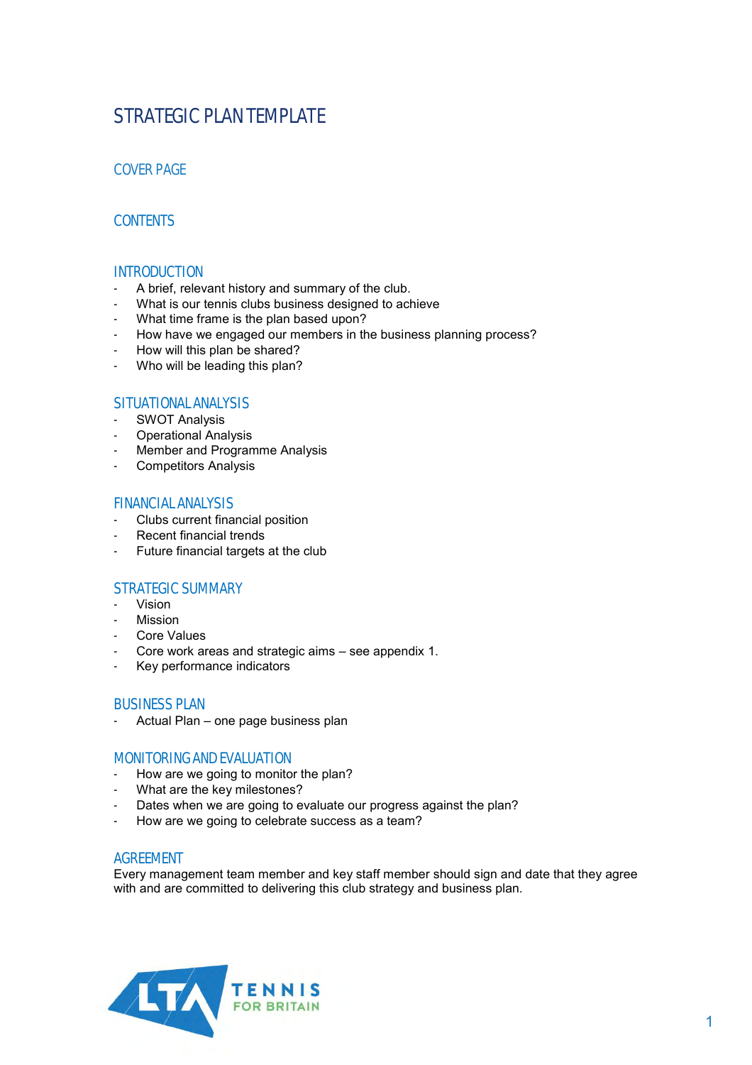# STRATEGIC PLAN TEMPLATE

## COVER PAGE

## CONTENTS

## INTRODUCTION

- A brief, relevant history and summary of the club.
- What is our tennis clubs business designed to achieve
- What time frame is the plan based upon?
- How have we engaged our members in the business planning process?
- How will this plan be shared?
- Who will be leading this plan?

## SITUATIONAL ANALYSIS

- SWOT Analysis
- Operational Analysis
- Member and Programme Analysis
- Competitors Analysis

## FINANCIAL ANALYSIS

- Clubs current financial position
- Recent financial trends
- Future financial targets at the club

## STRATEGIC SUMMARY

- Vision
- Mission
- Core Values
- Core work areas and strategic aims – see appendix 1.
- Key performance indicators

## BUSINESS PLAN

- Actual Plan – one page business plan

## MONITORING AND EVALUATION

- How are we going to monitor the plan?
- What are the key milestones?
- Dates when we are going to evaluate our progress against the plan?
- How are we going to celebrate success as a team?

## AGREEMENT

Every management team member and key staff member should sign and date that they agree with and are committed to delivering this club strategy and business plan.

LTA TENNIS FOR BRITAIN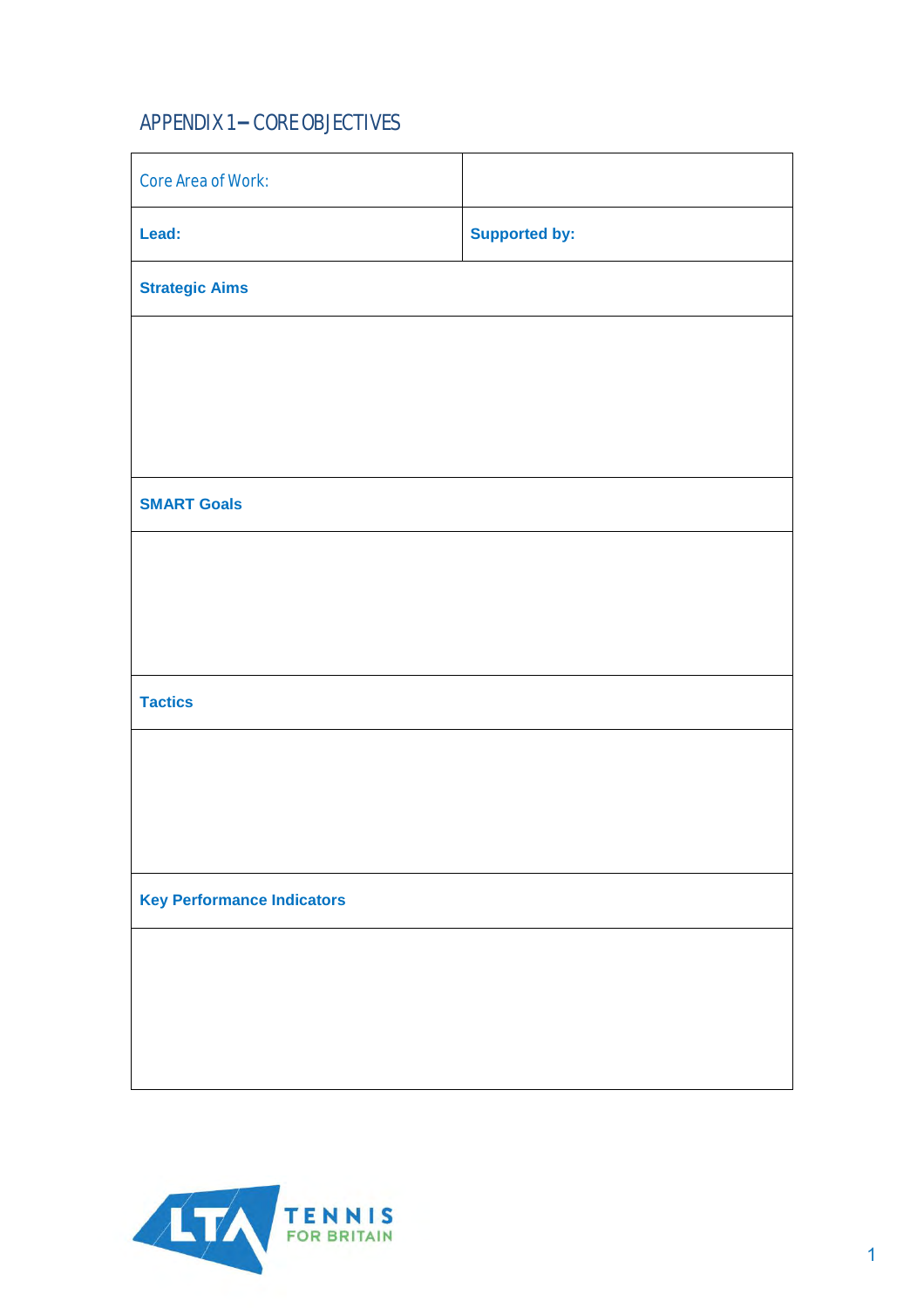## APPENDIX 1 – CORE OBJECTIVES

| | |
|---|---|
| Core Area of Work: | |
| **Lead:** | **Supported by:** |
| **Strategic Aims** | |
| | |
| **SMART Goals** | |
| | |
| **Tactics** | |
| | |
| **Key Performance Indicators** | |
| | |

LTA TENNIS FOR BRITAIN